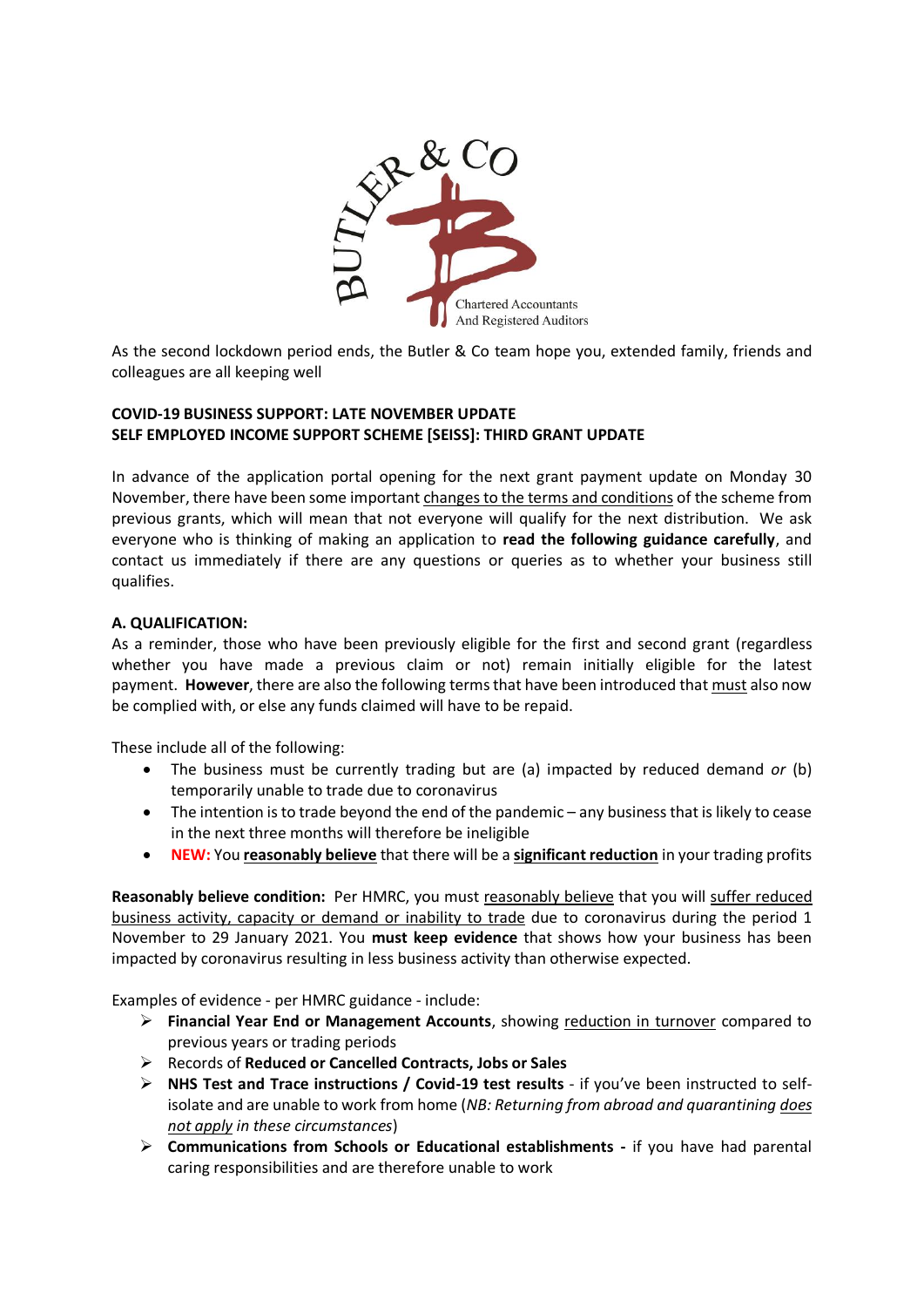BUTLER & CO

Chartered Accountants
And Registered Auditors

As the second lockdown period ends, the Butler & Co team hope you, extended family, friends and colleagues are all keeping well

**COVID-19 BUSINESS SUPPORT: LATE NOVEMBER UPDATE**
**SELF EMPLOYED INCOME SUPPORT SCHEME [SEISS]: THIRD GRANT UPDATE**

In advance of the application portal opening for the next grant payment update on Monday 30 November, there have been some important changes to the terms and conditions of the scheme from previous grants, which will mean that not everyone will qualify for the next distribution. We ask everyone who is thinking of making an application to **read the following guidance carefully**, and contact us immediately if there are any questions or queries as to whether your business still qualifies.

**A. QUALIFICATION:**

As a reminder, those who have been previously eligible for the first and second grant (regardless whether you have made a previous claim or not) remain initially eligible for the latest payment. **However**, there are also the following terms that have been introduced that must also now be complied with, or else any funds claimed will have to be repaid.

These include all of the following:

- The business must be currently trading but are (a) impacted by reduced demand *or* (b) temporarily unable to trade due to coronavirus
- The intention is to trade beyond the end of the pandemic – any business that is likely to cease in the next three months will therefore be ineligible
- **NEW:** You **reasonably believe** that there will be a **significant reduction** in your trading profits

**Reasonably believe condition:** Per HMRC, you must reasonably believe that you will suffer reduced business activity, capacity or demand or inability to trade due to coronavirus during the period 1 November to 29 January 2021. You **must keep evidence** that shows how your business has been impacted by coronavirus resulting in less business activity than otherwise expected.

Examples of evidence - per HMRC guidance - include:

- **Financial Year End or Management Accounts**, showing reduction in turnover compared to previous years or trading periods
- Records of **Reduced or Cancelled Contracts, Jobs or Sales**
- **NHS Test and Trace instructions / Covid-19 test results** - if you've been instructed to self-isolate and are unable to work from home (*NB: Returning from abroad and quarantining does not apply in these circumstances*)
- **Communications from Schools or Educational establishments -** if you have had parental caring responsibilities and are therefore unable to work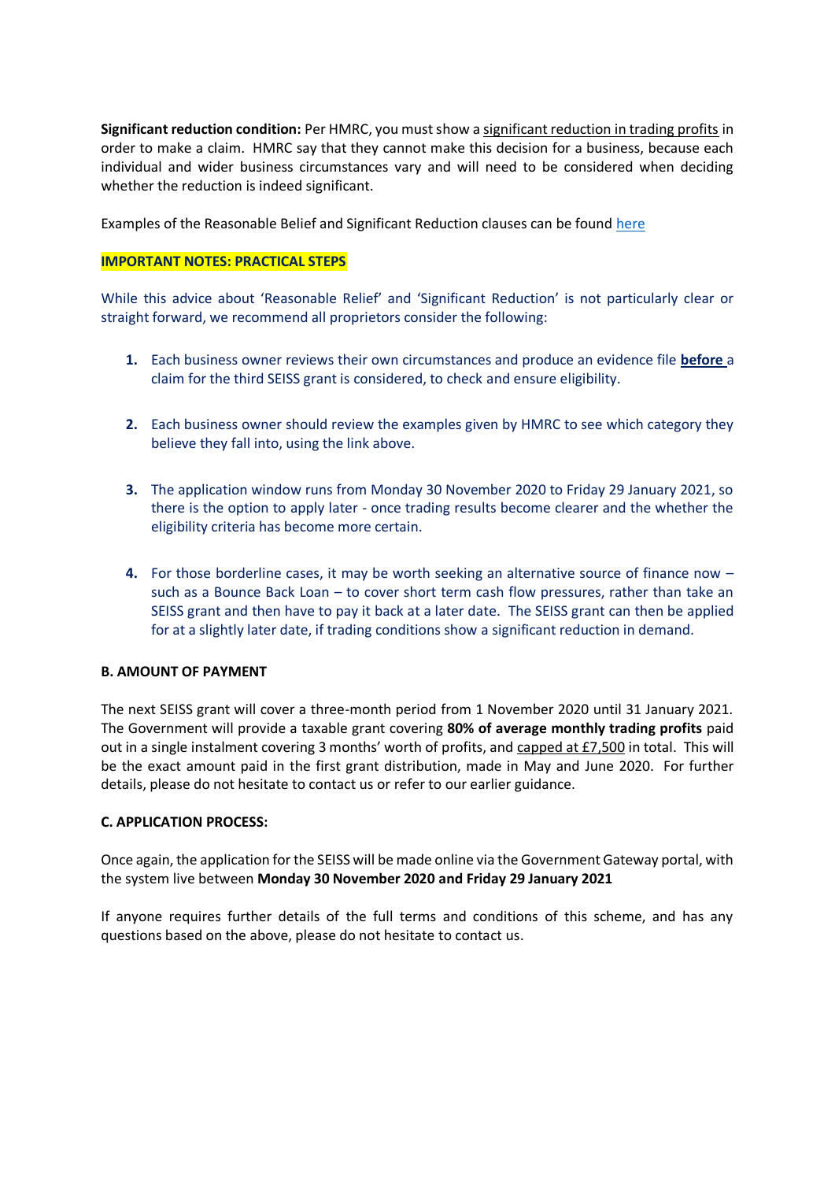**Significant reduction condition:** Per HMRC, you must show a significant reduction in trading profits in order to make a claim. HMRC say that they cannot make this decision for a business, because each individual and wider business circumstances vary and will need to be considered when deciding whether the reduction is indeed significant.

Examples of the Reasonable Belief and Significant Reduction clauses can be found here

**IMPORTANT NOTES: PRACTICAL STEPS**

While this advice about 'Reasonable Relief' and 'Significant Reduction' is not particularly clear or straight forward, we recommend all proprietors consider the following:

1. Each business owner reviews their own circumstances and produce an evidence file **before** a claim for the third SEISS grant is considered, to check and ensure eligibility.

2. Each business owner should review the examples given by HMRC to see which category they believe they fall into, using the link above.

3. The application window runs from Monday 30 November 2020 to Friday 29 January 2021, so there is the option to apply later - once trading results become clearer and the whether the eligibility criteria has become more certain.

4. For those borderline cases, it may be worth seeking an alternative source of finance now – such as a Bounce Back Loan – to cover short term cash flow pressures, rather than take an SEISS grant and then have to pay it back at a later date. The SEISS grant can then be applied for at a slightly later date, if trading conditions show a significant reduction in demand.

**B. AMOUNT OF PAYMENT**

The next SEISS grant will cover a three-month period from 1 November 2020 until 31 January 2021. The Government will provide a taxable grant covering **80% of average monthly trading profits** paid out in a single instalment covering 3 months' worth of profits, and capped at £7,500 in total. This will be the exact amount paid in the first grant distribution, made in May and June 2020. For further details, please do not hesitate to contact us or refer to our earlier guidance.

**C. APPLICATION PROCESS:**

Once again, the application for the SEISS will be made online via the Government Gateway portal, with the system live between **Monday 30 November 2020 and Friday 29 January 2021**

If anyone requires further details of the full terms and conditions of this scheme, and has any questions based on the above, please do not hesitate to contact us.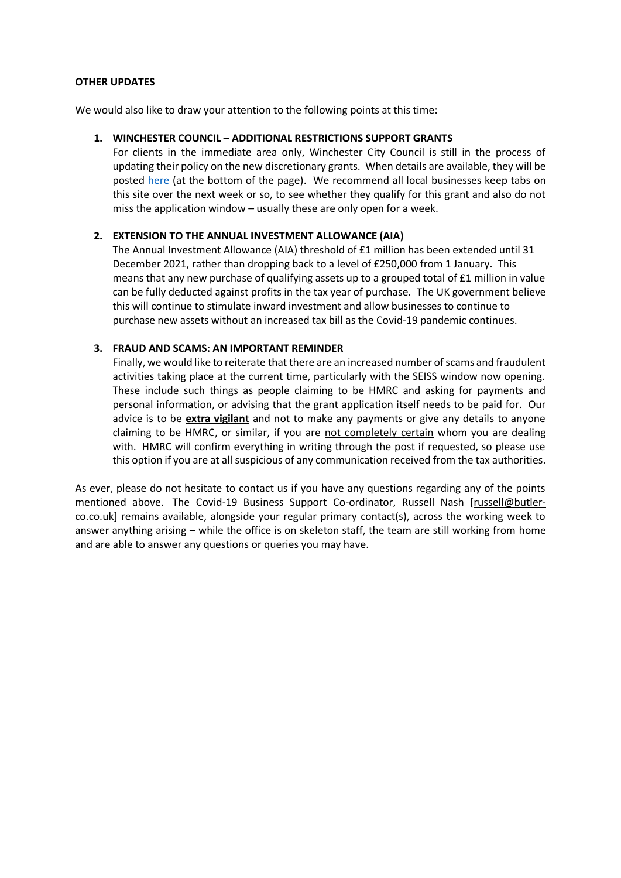**OTHER UPDATES**

We would also like to draw your attention to the following points at this time:

1. **WINCHESTER COUNCIL – ADDITIONAL RESTRICTIONS SUPPORT GRANTS**
   For clients in the immediate area only, Winchester City Council is still in the process of updating their policy on the new discretionary grants. When details are available, they will be posted here (at the bottom of the page). We recommend all local businesses keep tabs on this site over the next week or so, to see whether they qualify for this grant and also do not miss the application window – usually these are only open for a week.

2. **EXTENSION TO THE ANNUAL INVESTMENT ALLOWANCE (AIA)**
   The Annual Investment Allowance (AIA) threshold of £1 million has been extended until 31 December 2021, rather than dropping back to a level of £250,000 from 1 January. This means that any new purchase of qualifying assets up to a grouped total of £1 million in value can be fully deducted against profits in the tax year of purchase. The UK government believe this will continue to stimulate inward investment and allow businesses to continue to purchase new assets without an increased tax bill as the Covid-19 pandemic continues.

3. **FRAUD AND SCAMS: AN IMPORTANT REMINDER**
   Finally, we would like to reiterate that there are an increased number of scams and fraudulent activities taking place at the current time, particularly with the SEISS window now opening. These include such things as people claiming to be HMRC and asking for payments and personal information, or advising that the grant application itself needs to be paid for. Our advice is to be **extra vigilan**t and not to make any payments or give any details to anyone claiming to be HMRC, or similar, if you are not completely certain whom you are dealing with. HMRC will confirm everything in writing through the post if requested, so please use this option if you are at all suspicious of any communication received from the tax authorities.

As ever, please do not hesitate to contact us if you have any questions regarding any of the points mentioned above. The Covid-19 Business Support Co-ordinator, Russell Nash [russell@butler-co.co.uk] remains available, alongside your regular primary contact(s), across the working week to answer anything arising – while the office is on skeleton staff, the team are still working from home and are able to answer any questions or queries you may have.